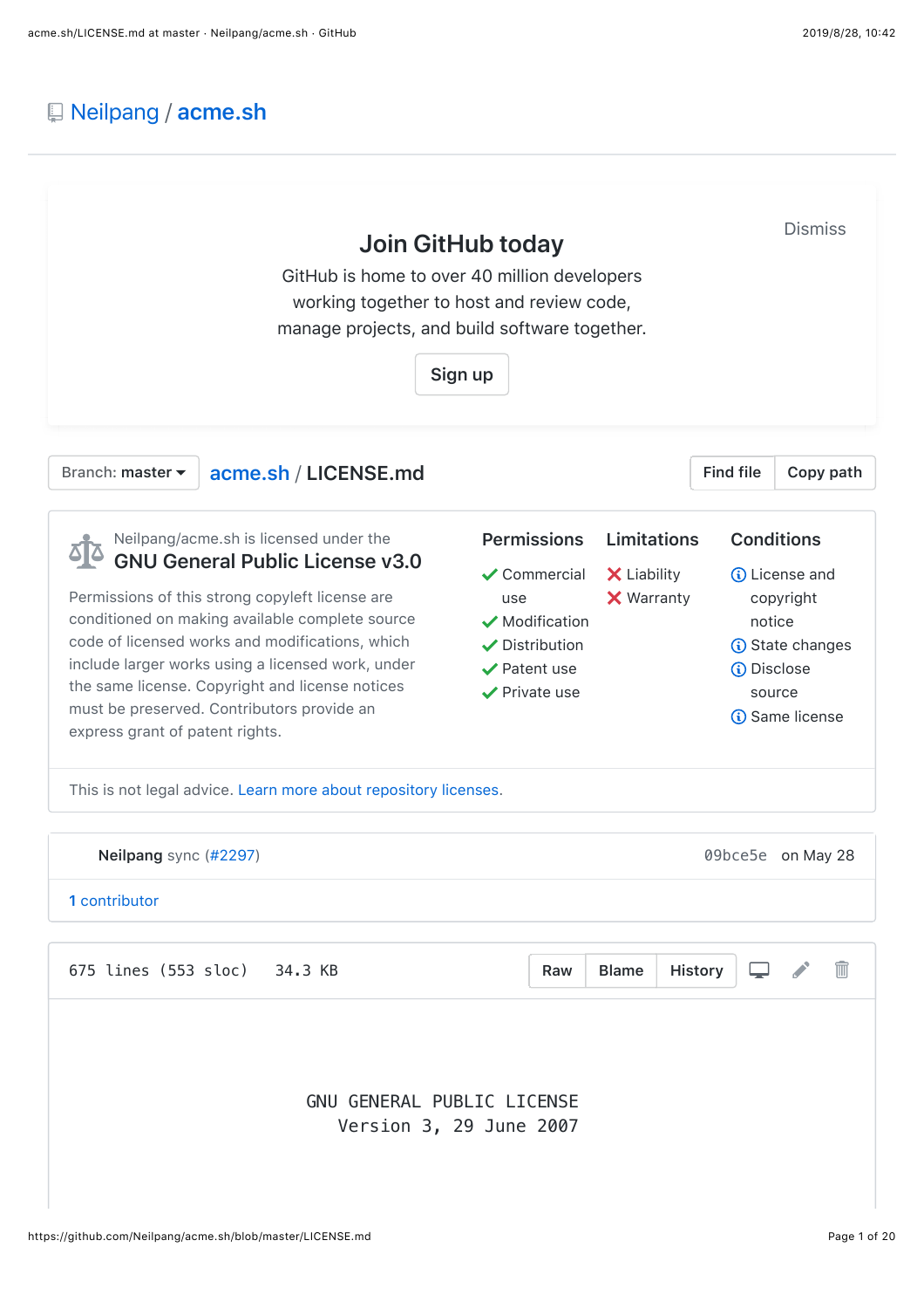# Neilpang / acme.sh

## Join GitHub today

GitHub is home to over 40 million developers working together to host and review code, manage projects, and build software together.

Sign up

Dismiss

Branch: master

**acme.sh / LICENSE.md**

Find file | Copy path

Neilpang/acme.sh is licensed under the

### GNU General Public License v3.0

Permissions of this strong copyleft license are conditioned on making available complete source code of licensed works and modifications, which include larger works using a licensed work, under the same license. Copyright and license notices must be preserved. Contributors provide an express grant of patent rights.

| Permissions | Limitations | Conditions |
| --- | --- | --- |
| ✔ Commercial use | ✖ Liability | ⓘ License and copyright notice |
| ✔ Modification | ✖ Warranty | ⓘ State changes |
| ✔ Distribution | | ⓘ Disclose source |
| ✔ Patent use | | ⓘ Same license |
| ✔ Private use | | |

This is not legal advice. Learn more about repository licenses.

**Neilpang** sync (#2297) 09bce5e on May 28

1 contributor

675 lines (553 sloc) 34.3 KB

Raw | Blame | History

GNU GENERAL PUBLIC LICENSE
Version 3, 29 June 2007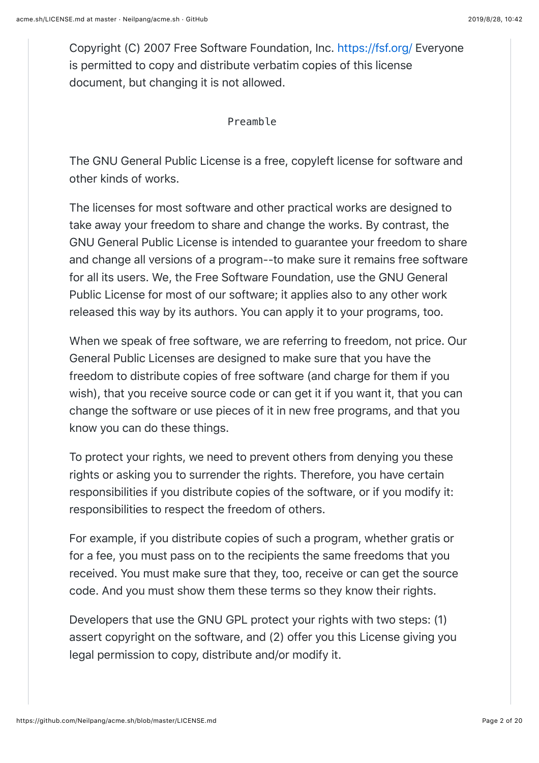Copyright (C) 2007 Free Software Foundation, Inc. https://fsf.org/ Everyone is permitted to copy and distribute verbatim copies of this license document, but changing it is not allowed.

```
Preamble
```

The GNU General Public License is a free, copyleft license for software and other kinds of works.

The licenses for most software and other practical works are designed to take away your freedom to share and change the works. By contrast, the GNU General Public License is intended to guarantee your freedom to share and change all versions of a program--to make sure it remains free software for all its users. We, the Free Software Foundation, use the GNU General Public License for most of our software; it applies also to any other work released this way by its authors. You can apply it to your programs, too.

When we speak of free software, we are referring to freedom, not price. Our General Public Licenses are designed to make sure that you have the freedom to distribute copies of free software (and charge for them if you wish), that you receive source code or can get it if you want it, that you can change the software or use pieces of it in new free programs, and that you know you can do these things.

To protect your rights, we need to prevent others from denying you these rights or asking you to surrender the rights. Therefore, you have certain responsibilities if you distribute copies of the software, or if you modify it: responsibilities to respect the freedom of others.

For example, if you distribute copies of such a program, whether gratis or for a fee, you must pass on to the recipients the same freedoms that you received. You must make sure that they, too, receive or can get the source code. And you must show them these terms so they know their rights.

Developers that use the GNU GPL protect your rights with two steps: (1) assert copyright on the software, and (2) offer you this License giving you legal permission to copy, distribute and/or modify it.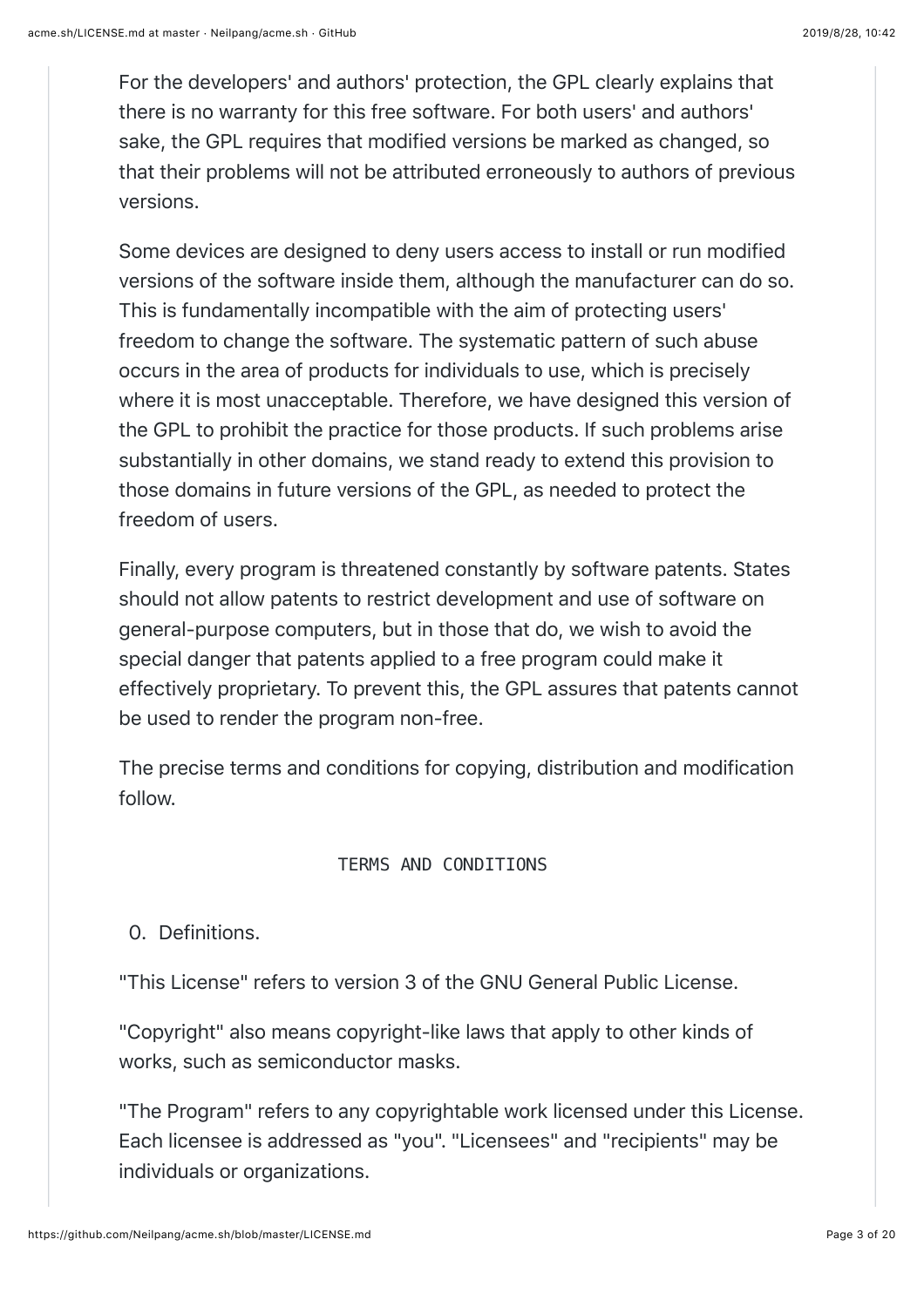For the developers' and authors' protection, the GPL clearly explains that there is no warranty for this free software. For both users' and authors' sake, the GPL requires that modified versions be marked as changed, so that their problems will not be attributed erroneously to authors of previous versions.

Some devices are designed to deny users access to install or run modified versions of the software inside them, although the manufacturer can do so. This is fundamentally incompatible with the aim of protecting users' freedom to change the software. The systematic pattern of such abuse occurs in the area of products for individuals to use, which is precisely where it is most unacceptable. Therefore, we have designed this version of the GPL to prohibit the practice for those products. If such problems arise substantially in other domains, we stand ready to extend this provision to those domains in future versions of the GPL, as needed to protect the freedom of users.

Finally, every program is threatened constantly by software patents. States should not allow patents to restrict development and use of software on general-purpose computers, but in those that do, we wish to avoid the special danger that patents applied to a free program could make it effectively proprietary. To prevent this, the GPL assures that patents cannot be used to render the program non-free.

The precise terms and conditions for copying, distribution and modification follow.

```
TERMS AND CONDITIONS
```

0. Definitions.

"This License" refers to version 3 of the GNU General Public License.

"Copyright" also means copyright-like laws that apply to other kinds of works, such as semiconductor masks.

"The Program" refers to any copyrightable work licensed under this License. Each licensee is addressed as "you". "Licensees" and "recipients" may be individuals or organizations.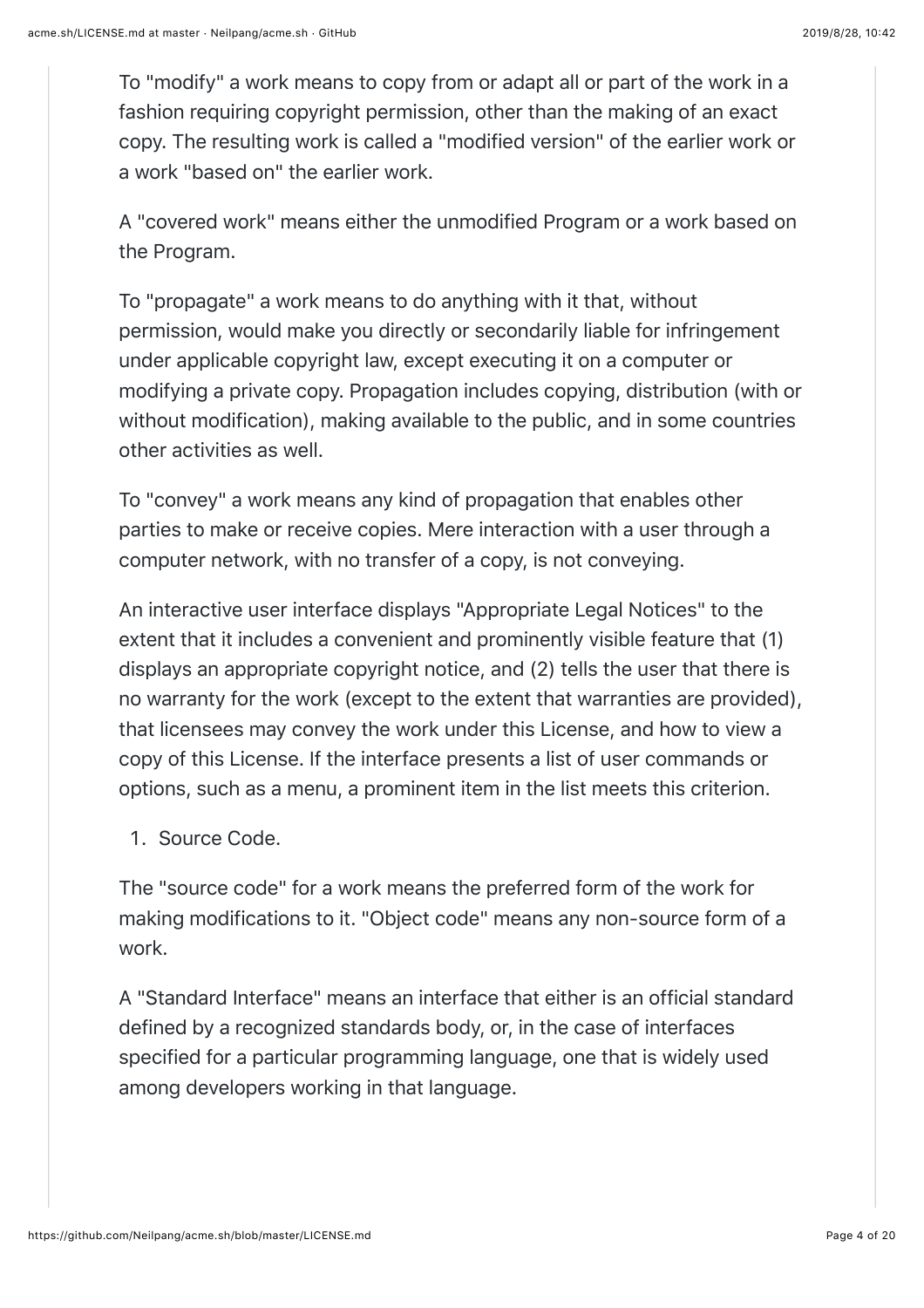To "modify" a work means to copy from or adapt all or part of the work in a fashion requiring copyright permission, other than the making of an exact copy. The resulting work is called a "modified version" of the earlier work or a work "based on" the earlier work.

A "covered work" means either the unmodified Program or a work based on the Program.

To "propagate" a work means to do anything with it that, without permission, would make you directly or secondarily liable for infringement under applicable copyright law, except executing it on a computer or modifying a private copy. Propagation includes copying, distribution (with or without modification), making available to the public, and in some countries other activities as well.

To "convey" a work means any kind of propagation that enables other parties to make or receive copies. Mere interaction with a user through a computer network, with no transfer of a copy, is not conveying.

An interactive user interface displays "Appropriate Legal Notices" to the extent that it includes a convenient and prominently visible feature that (1) displays an appropriate copyright notice, and (2) tells the user that there is no warranty for the work (except to the extent that warranties are provided), that licensees may convey the work under this License, and how to view a copy of this License. If the interface presents a list of user commands or options, such as a menu, a prominent item in the list meets this criterion.

1. Source Code.

The "source code" for a work means the preferred form of the work for making modifications to it. "Object code" means any non-source form of a work.

A "Standard Interface" means an interface that either is an official standard defined by a recognized standards body, or, in the case of interfaces specified for a particular programming language, one that is widely used among developers working in that language.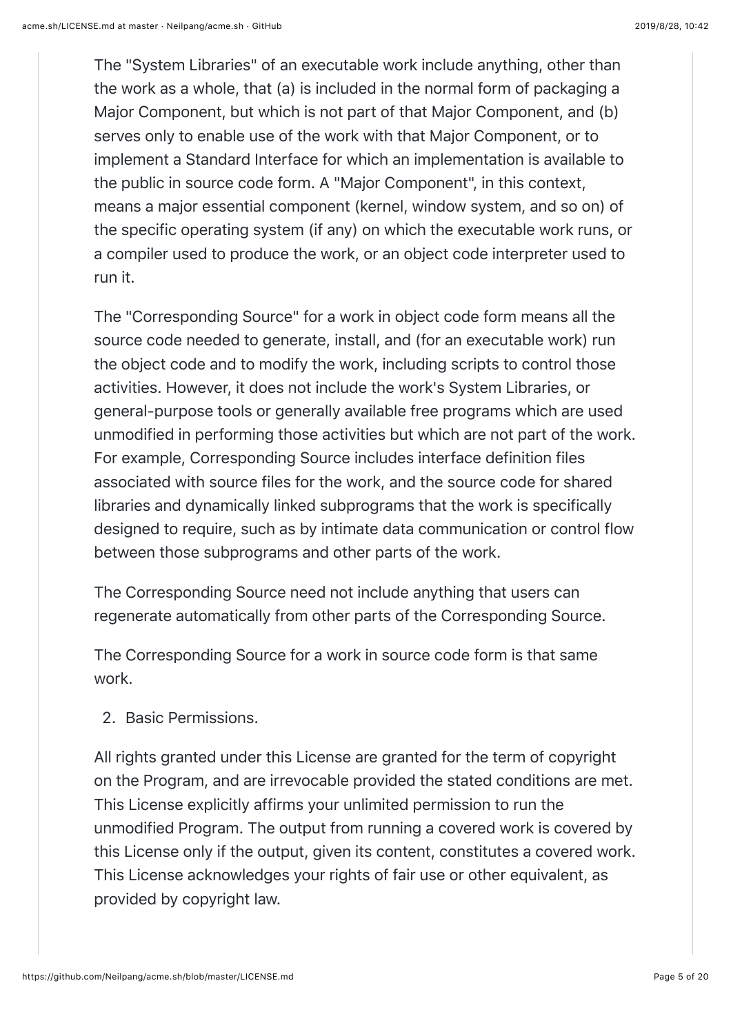The "System Libraries" of an executable work include anything, other than the work as a whole, that (a) is included in the normal form of packaging a Major Component, but which is not part of that Major Component, and (b) serves only to enable use of the work with that Major Component, or to implement a Standard Interface for which an implementation is available to the public in source code form. A "Major Component", in this context, means a major essential component (kernel, window system, and so on) of the specific operating system (if any) on which the executable work runs, or a compiler used to produce the work, or an object code interpreter used to run it.

The "Corresponding Source" for a work in object code form means all the source code needed to generate, install, and (for an executable work) run the object code and to modify the work, including scripts to control those activities. However, it does not include the work's System Libraries, or general-purpose tools or generally available free programs which are used unmodified in performing those activities but which are not part of the work. For example, Corresponding Source includes interface definition files associated with source files for the work, and the source code for shared libraries and dynamically linked subprograms that the work is specifically designed to require, such as by intimate data communication or control flow between those subprograms and other parts of the work.

The Corresponding Source need not include anything that users can regenerate automatically from other parts of the Corresponding Source.

The Corresponding Source for a work in source code form is that same work.

2. Basic Permissions.

All rights granted under this License are granted for the term of copyright on the Program, and are irrevocable provided the stated conditions are met. This License explicitly affirms your unlimited permission to run the unmodified Program. The output from running a covered work is covered by this License only if the output, given its content, constitutes a covered work. This License acknowledges your rights of fair use or other equivalent, as provided by copyright law.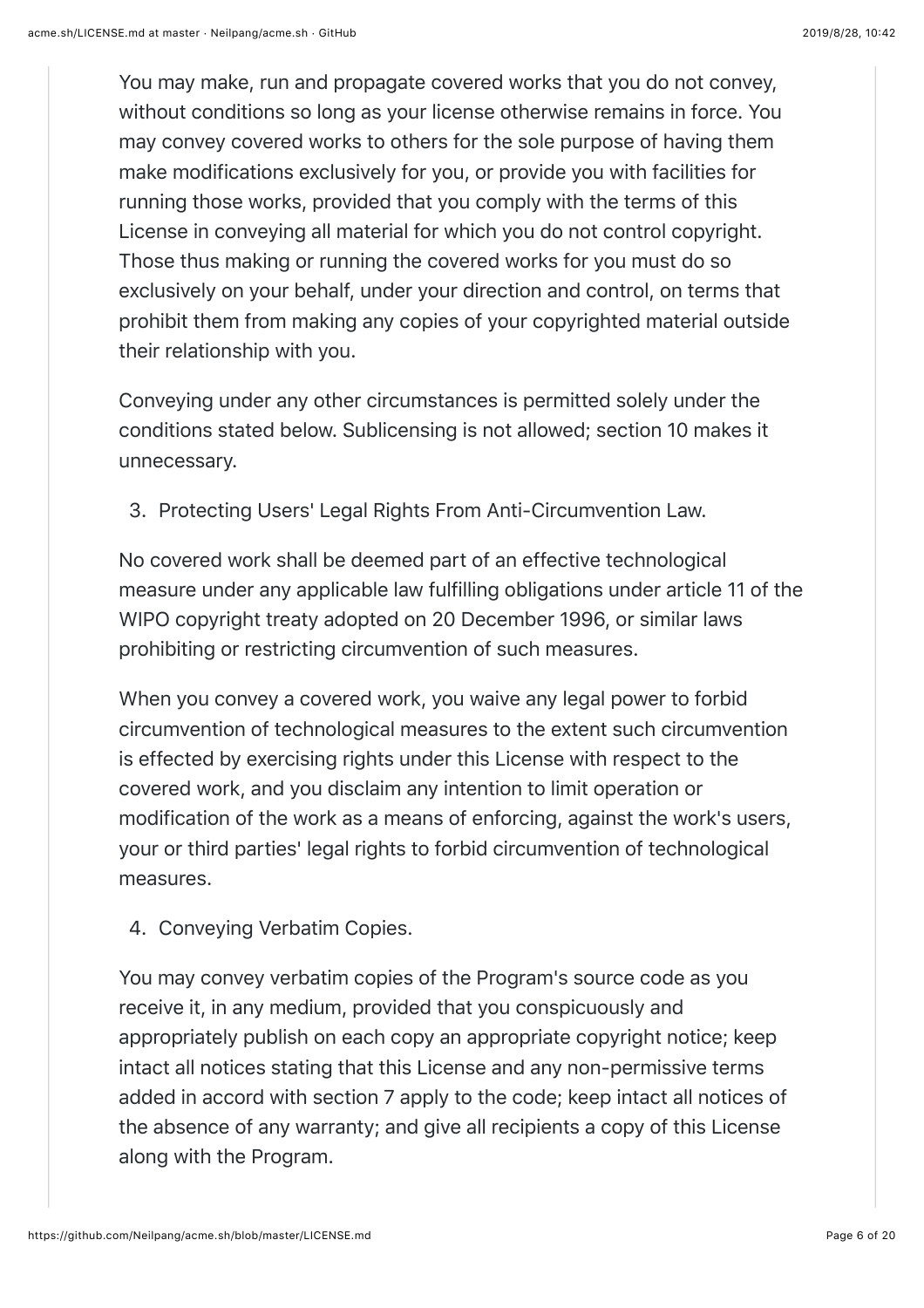You may make, run and propagate covered works that you do not convey, without conditions so long as your license otherwise remains in force. You may convey covered works to others for the sole purpose of having them make modifications exclusively for you, or provide you with facilities for running those works, provided that you comply with the terms of this License in conveying all material for which you do not control copyright. Those thus making or running the covered works for you must do so exclusively on your behalf, under your direction and control, on terms that prohibit them from making any copies of your copyrighted material outside their relationship with you.

Conveying under any other circumstances is permitted solely under the conditions stated below. Sublicensing is not allowed; section 10 makes it unnecessary.

3. Protecting Users' Legal Rights From Anti-Circumvention Law.

No covered work shall be deemed part of an effective technological measure under any applicable law fulfilling obligations under article 11 of the WIPO copyright treaty adopted on 20 December 1996, or similar laws prohibiting or restricting circumvention of such measures.

When you convey a covered work, you waive any legal power to forbid circumvention of technological measures to the extent such circumvention is effected by exercising rights under this License with respect to the covered work, and you disclaim any intention to limit operation or modification of the work as a means of enforcing, against the work's users, your or third parties' legal rights to forbid circumvention of technological measures.

4. Conveying Verbatim Copies.

You may convey verbatim copies of the Program's source code as you receive it, in any medium, provided that you conspicuously and appropriately publish on each copy an appropriate copyright notice; keep intact all notices stating that this License and any non-permissive terms added in accord with section 7 apply to the code; keep intact all notices of the absence of any warranty; and give all recipients a copy of this License along with the Program.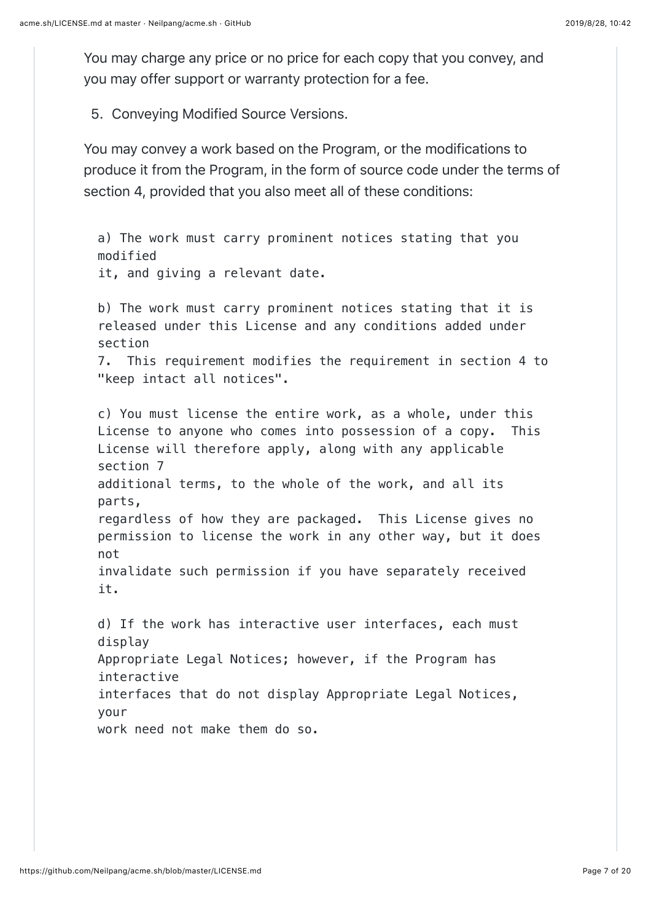You may charge any price or no price for each copy that you convey, and you may offer support or warranty protection for a fee.

5. Conveying Modified Source Versions.

You may convey a work based on the Program, or the modifications to produce it from the Program, in the form of source code under the terms of section 4, provided that you also meet all of these conditions:

```
a) The work must carry prominent notices stating that you modified
it, and giving a relevant date.

b) The work must carry prominent notices stating that it is
released under this License and any conditions added under section
7.  This requirement modifies the requirement in section 4 to
"keep intact all notices".

c) You must license the entire work, as a whole, under this
License to anyone who comes into possession of a copy.  This
License will therefore apply, along with any applicable section 7
additional terms, to the whole of the work, and all its parts,
regardless of how they are packaged.  This License gives no
permission to license the work in any other way, but it does not
invalidate such permission if you have separately received it.

d) If the work has interactive user interfaces, each must display
Appropriate Legal Notices; however, if the Program has interactive
interfaces that do not display Appropriate Legal Notices, your
work need not make them do so.
```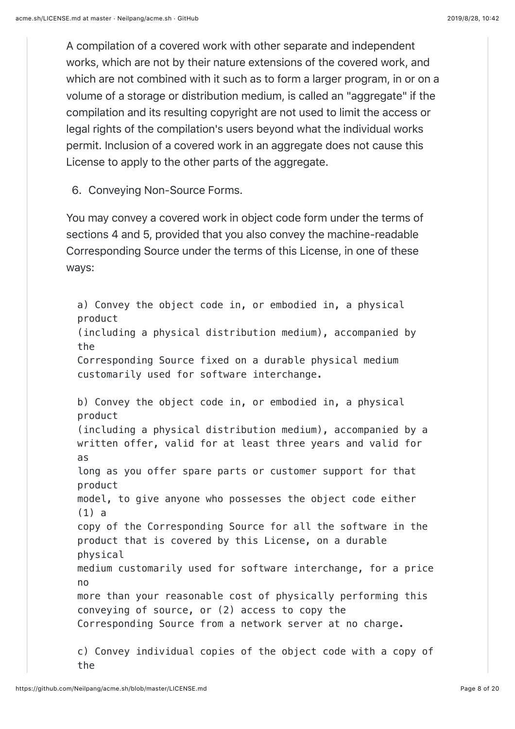A compilation of a covered work with other separate and independent works, which are not by their nature extensions of the covered work, and which are not combined with it such as to form a larger program, in or on a volume of a storage or distribution medium, is called an "aggregate" if the compilation and its resulting copyright are not used to limit the access or legal rights of the compilation's users beyond what the individual works permit. Inclusion of a covered work in an aggregate does not cause this License to apply to the other parts of the aggregate.

6. Conveying Non-Source Forms.

You may convey a covered work in object code form under the terms of sections 4 and 5, provided that you also convey the machine-readable Corresponding Source under the terms of this License, in one of these ways:

```
a) Convey the object code in, or embodied in, a physical
product
(including a physical distribution medium), accompanied by
the
Corresponding Source fixed on a durable physical medium
customarily used for software interchange.

b) Convey the object code in, or embodied in, a physical
product
(including a physical distribution medium), accompanied by a
written offer, valid for at least three years and valid for
as
long as you offer spare parts or customer support for that
product
model, to give anyone who possesses the object code either
(1) a
copy of the Corresponding Source for all the software in the
product that is covered by this License, on a durable
physical
medium customarily used for software interchange, for a price
no
more than your reasonable cost of physically performing this
conveying of source, or (2) access to copy the
Corresponding Source from a network server at no charge.

c) Convey individual copies of the object code with a copy of
the
```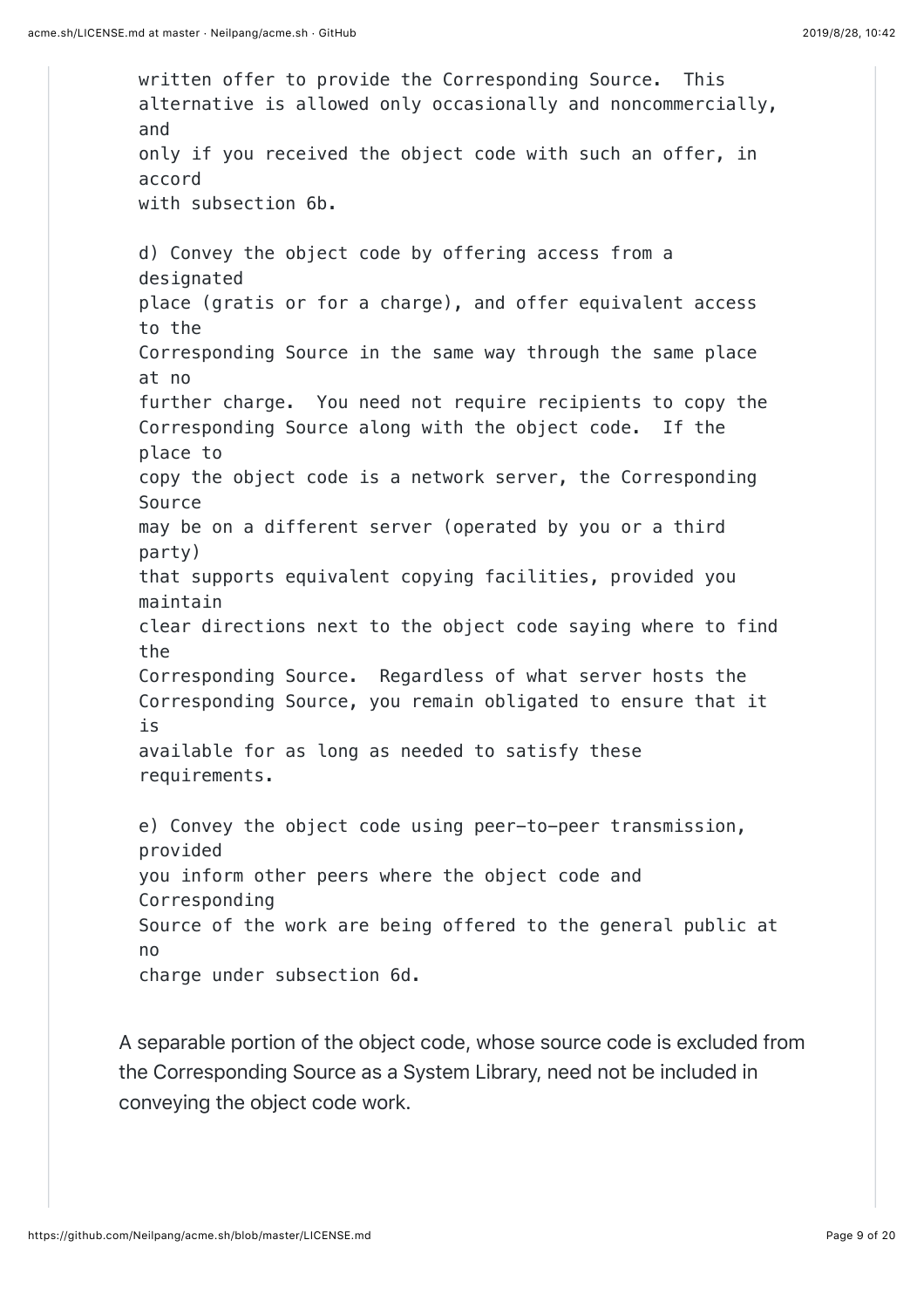written offer to provide the Corresponding Source. This alternative is allowed only occasionally and noncommercially, and only if you received the object code with such an offer, in accord with subsection 6b.

d) Convey the object code by offering access from a designated place (gratis or for a charge), and offer equivalent access to the Corresponding Source in the same way through the same place at no further charge. You need not require recipients to copy the Corresponding Source along with the object code. If the place to copy the object code is a network server, the Corresponding Source may be on a different server (operated by you or a third party) that supports equivalent copying facilities, provided you maintain clear directions next to the object code saying where to find the Corresponding Source. Regardless of what server hosts the Corresponding Source, you remain obligated to ensure that it is available for as long as needed to satisfy these requirements.

e) Convey the object code using peer-to-peer transmission, provided you inform other peers where the object code and Corresponding Source of the work are being offered to the general public at no charge under subsection 6d.

A separable portion of the object code, whose source code is excluded from the Corresponding Source as a System Library, need not be included in conveying the object code work.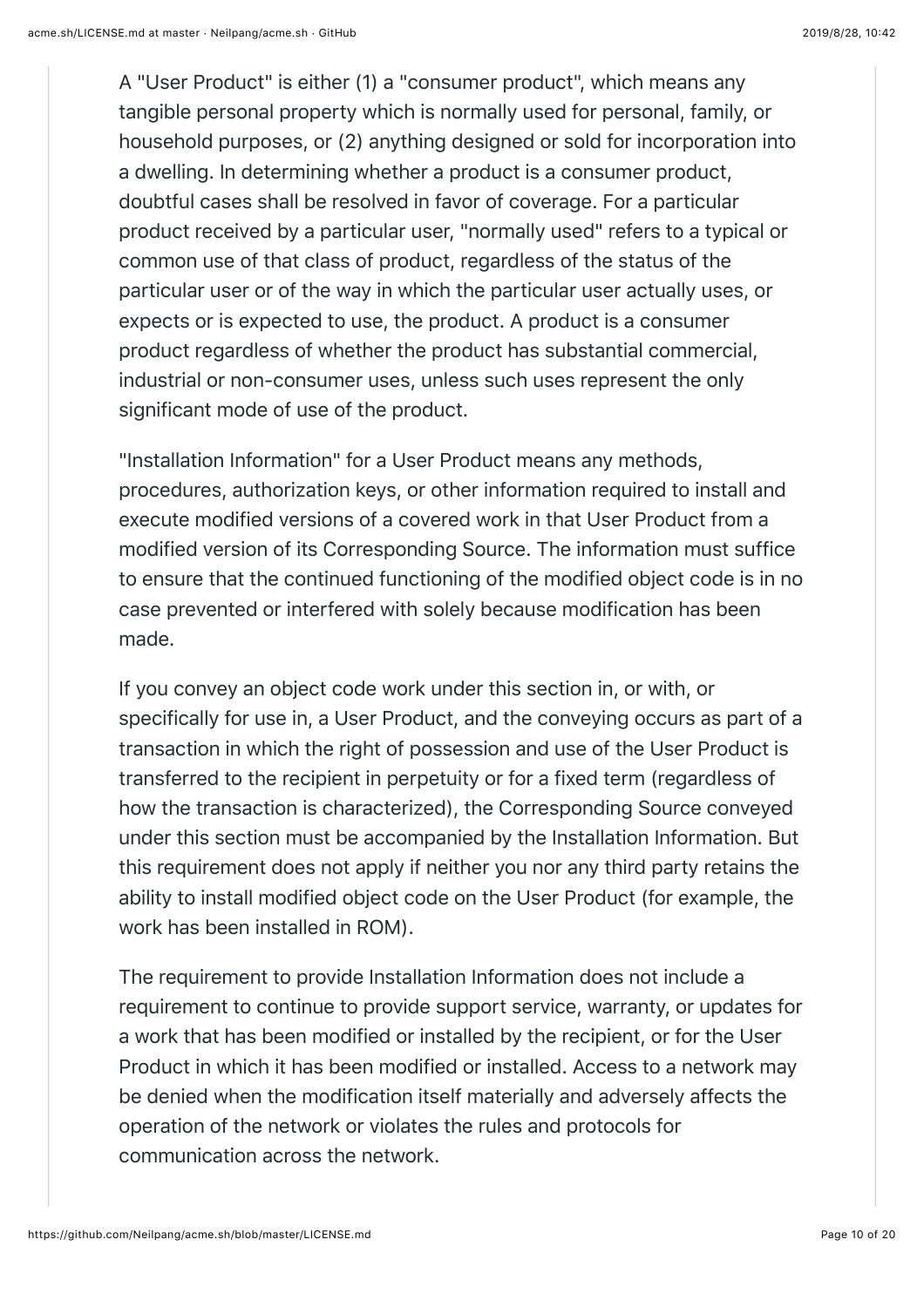A "User Product" is either (1) a "consumer product", which means any tangible personal property which is normally used for personal, family, or household purposes, or (2) anything designed or sold for incorporation into a dwelling. In determining whether a product is a consumer product, doubtful cases shall be resolved in favor of coverage. For a particular product received by a particular user, "normally used" refers to a typical or common use of that class of product, regardless of the status of the particular user or of the way in which the particular user actually uses, or expects or is expected to use, the product. A product is a consumer product regardless of whether the product has substantial commercial, industrial or non-consumer uses, unless such uses represent the only significant mode of use of the product.

"Installation Information" for a User Product means any methods, procedures, authorization keys, or other information required to install and execute modified versions of a covered work in that User Product from a modified version of its Corresponding Source. The information must suffice to ensure that the continued functioning of the modified object code is in no case prevented or interfered with solely because modification has been made.

If you convey an object code work under this section in, or with, or specifically for use in, a User Product, and the conveying occurs as part of a transaction in which the right of possession and use of the User Product is transferred to the recipient in perpetuity or for a fixed term (regardless of how the transaction is characterized), the Corresponding Source conveyed under this section must be accompanied by the Installation Information. But this requirement does not apply if neither you nor any third party retains the ability to install modified object code on the User Product (for example, the work has been installed in ROM).

The requirement to provide Installation Information does not include a requirement to continue to provide support service, warranty, or updates for a work that has been modified or installed by the recipient, or for the User Product in which it has been modified or installed. Access to a network may be denied when the modification itself materially and adversely affects the operation of the network or violates the rules and protocols for communication across the network.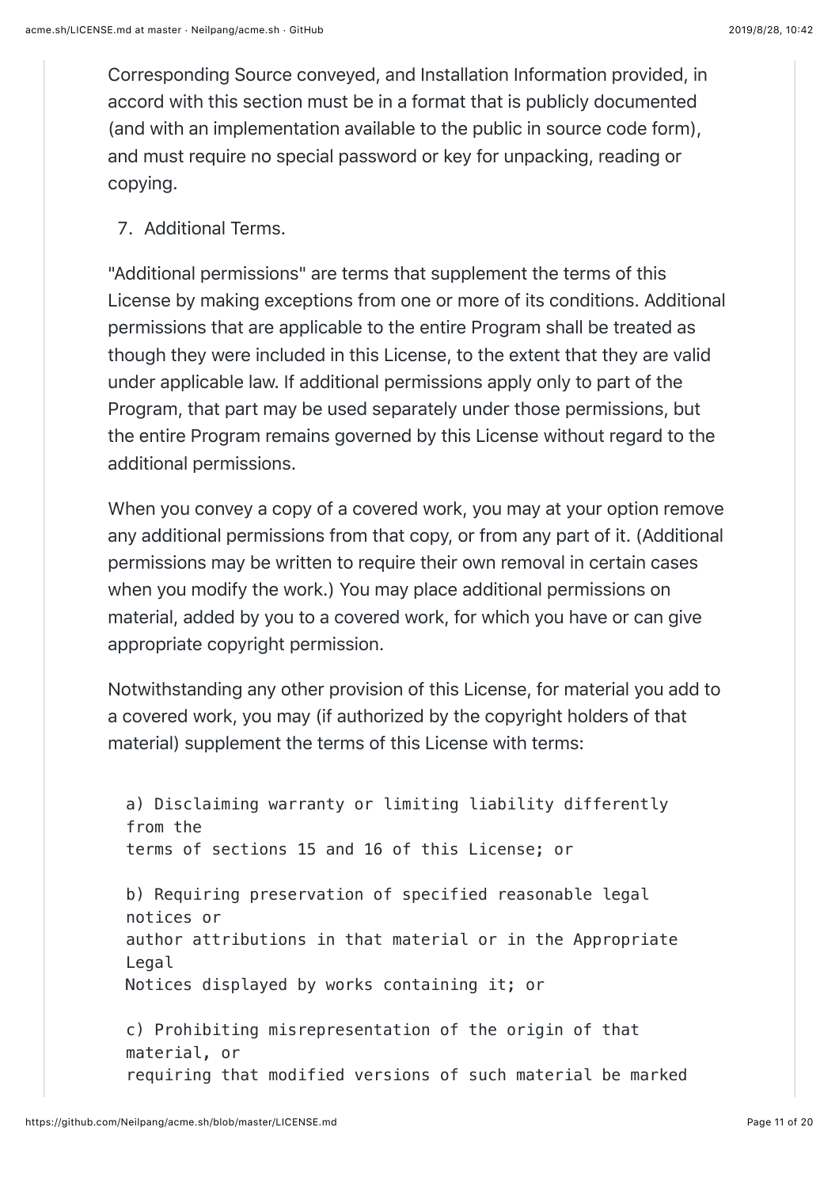Corresponding Source conveyed, and Installation Information provided, in accord with this section must be in a format that is publicly documented (and with an implementation available to the public in source code form), and must require no special password or key for unpacking, reading or copying.

7. Additional Terms.

"Additional permissions" are terms that supplement the terms of this License by making exceptions from one or more of its conditions. Additional permissions that are applicable to the entire Program shall be treated as though they were included in this License, to the extent that they are valid under applicable law. If additional permissions apply only to part of the Program, that part may be used separately under those permissions, but the entire Program remains governed by this License without regard to the additional permissions.

When you convey a copy of a covered work, you may at your option remove any additional permissions from that copy, or from any part of it. (Additional permissions may be written to require their own removal in certain cases when you modify the work.) You may place additional permissions on material, added by you to a covered work, for which you have or can give appropriate copyright permission.

Notwithstanding any other provision of this License, for material you add to a covered work, you may (if authorized by the copyright holders of that material) supplement the terms of this License with terms:

```
a) Disclaiming warranty or limiting liability differently from the
terms of sections 15 and 16 of this License; or

b) Requiring preservation of specified reasonable legal notices or
author attributions in that material or in the Appropriate Legal
Notices displayed by works containing it; or

c) Prohibiting misrepresentation of the origin of that material, or
requiring that modified versions of such material be marked
```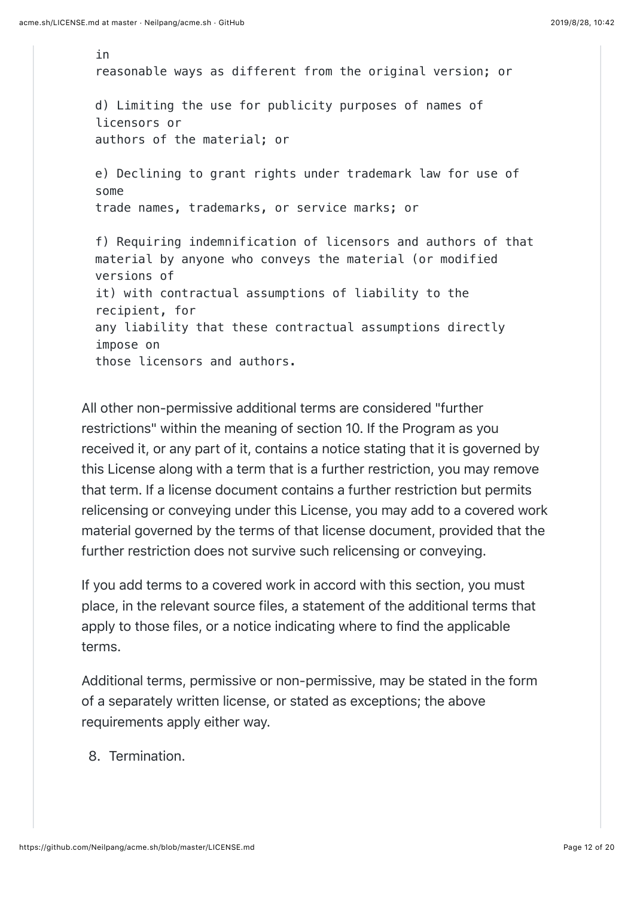```
in
reasonable ways as different from the original version; or

d) Limiting the use for publicity purposes of names of
licensors or
authors of the material; or

e) Declining to grant rights under trademark law for use of
some
trade names, trademarks, or service marks; or

f) Requiring indemnification of licensors and authors of that
material by anyone who conveys the material (or modified
versions of
it) with contractual assumptions of liability to the
recipient, for
any liability that these contractual assumptions directly
impose on
those licensors and authors.
```

All other non-permissive additional terms are considered "further restrictions" within the meaning of section 10. If the Program as you received it, or any part of it, contains a notice stating that it is governed by this License along with a term that is a further restriction, you may remove that term. If a license document contains a further restriction but permits relicensing or conveying under this License, you may add to a covered work material governed by the terms of that license document, provided that the further restriction does not survive such relicensing or conveying.

If you add terms to a covered work in accord with this section, you must place, in the relevant source files, a statement of the additional terms that apply to those files, or a notice indicating where to find the applicable terms.

Additional terms, permissive or non-permissive, may be stated in the form of a separately written license, or stated as exceptions; the above requirements apply either way.

8. Termination.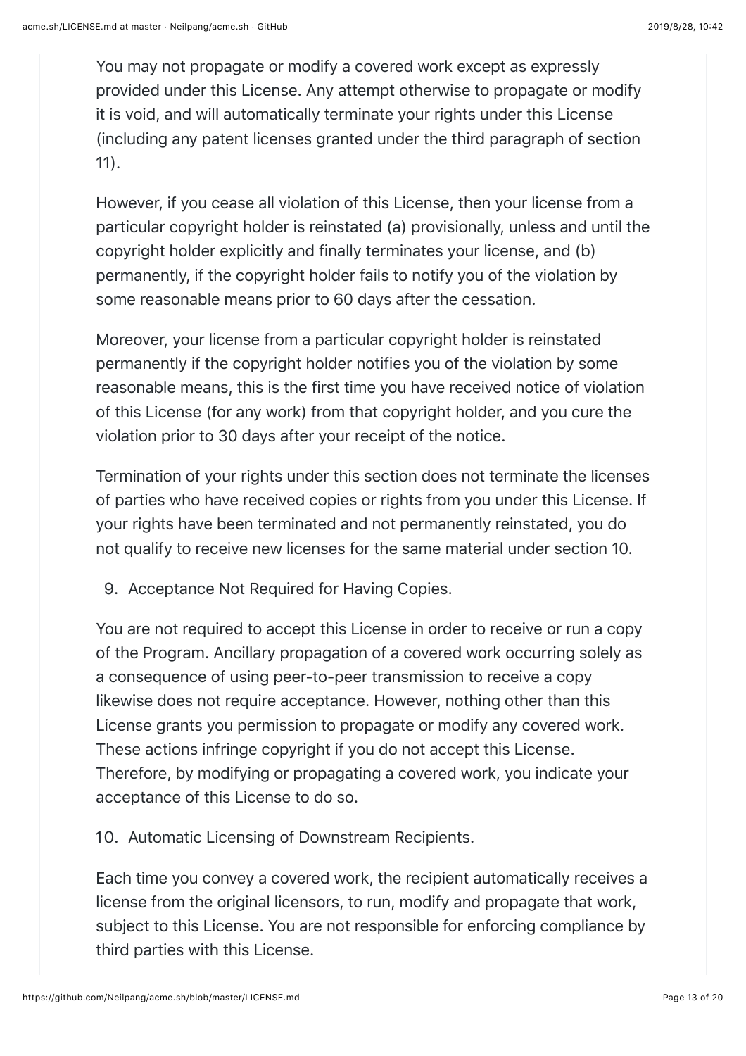You may not propagate or modify a covered work except as expressly provided under this License. Any attempt otherwise to propagate or modify it is void, and will automatically terminate your rights under this License (including any patent licenses granted under the third paragraph of section 11).

However, if you cease all violation of this License, then your license from a particular copyright holder is reinstated (a) provisionally, unless and until the copyright holder explicitly and finally terminates your license, and (b) permanently, if the copyright holder fails to notify you of the violation by some reasonable means prior to 60 days after the cessation.

Moreover, your license from a particular copyright holder is reinstated permanently if the copyright holder notifies you of the violation by some reasonable means, this is the first time you have received notice of violation of this License (for any work) from that copyright holder, and you cure the violation prior to 30 days after your receipt of the notice.

Termination of your rights under this section does not terminate the licenses of parties who have received copies or rights from you under this License. If your rights have been terminated and not permanently reinstated, you do not qualify to receive new licenses for the same material under section 10.

9. Acceptance Not Required for Having Copies.

You are not required to accept this License in order to receive or run a copy of the Program. Ancillary propagation of a covered work occurring solely as a consequence of using peer-to-peer transmission to receive a copy likewise does not require acceptance. However, nothing other than this License grants you permission to propagate or modify any covered work. These actions infringe copyright if you do not accept this License. Therefore, by modifying or propagating a covered work, you indicate your acceptance of this License to do so.

10. Automatic Licensing of Downstream Recipients.

Each time you convey a covered work, the recipient automatically receives a license from the original licensors, to run, modify and propagate that work, subject to this License. You are not responsible for enforcing compliance by third parties with this License.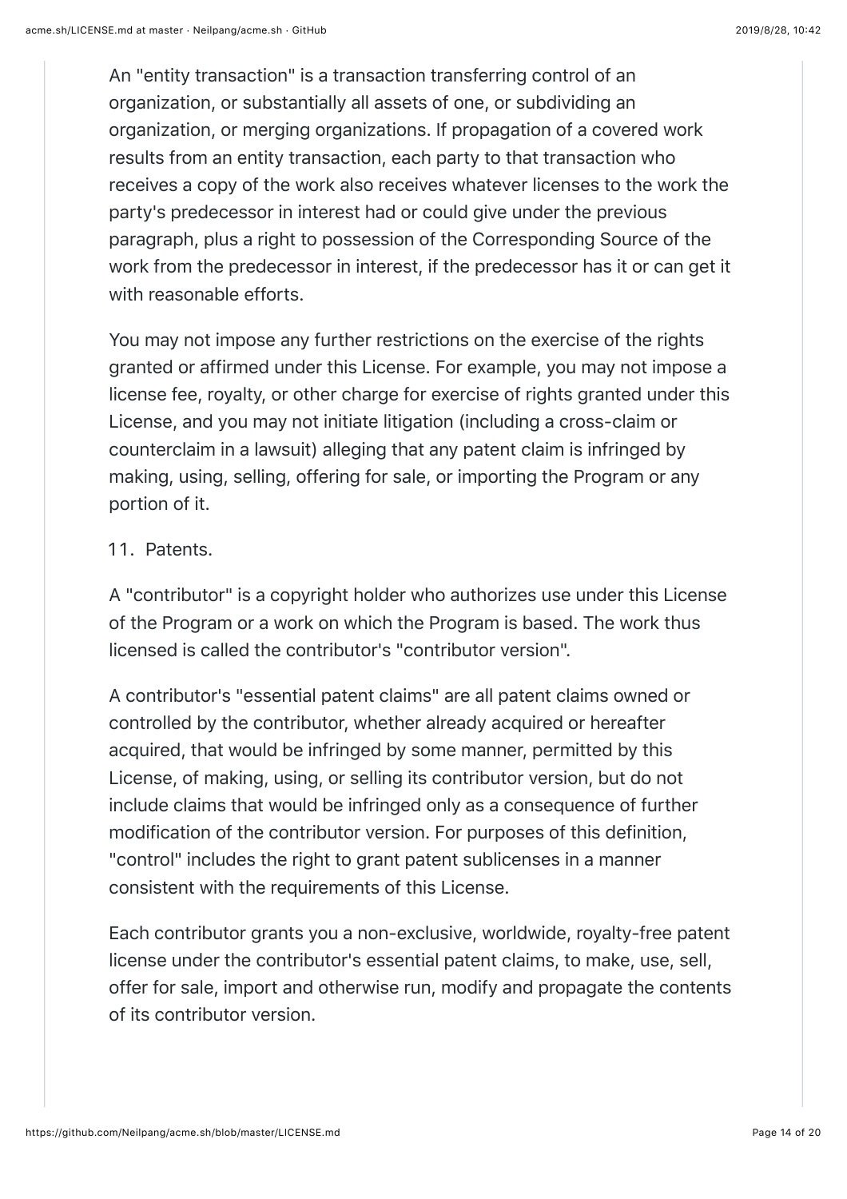An "entity transaction" is a transaction transferring control of an organization, or substantially all assets of one, or subdividing an organization, or merging organizations. If propagation of a covered work results from an entity transaction, each party to that transaction who receives a copy of the work also receives whatever licenses to the work the party's predecessor in interest had or could give under the previous paragraph, plus a right to possession of the Corresponding Source of the work from the predecessor in interest, if the predecessor has it or can get it with reasonable efforts.

You may not impose any further restrictions on the exercise of the rights granted or affirmed under this License. For example, you may not impose a license fee, royalty, or other charge for exercise of rights granted under this License, and you may not initiate litigation (including a cross-claim or counterclaim in a lawsuit) alleging that any patent claim is infringed by making, using, selling, offering for sale, or importing the Program or any portion of it.

11. Patents.

A "contributor" is a copyright holder who authorizes use under this License of the Program or a work on which the Program is based. The work thus licensed is called the contributor's "contributor version".

A contributor's "essential patent claims" are all patent claims owned or controlled by the contributor, whether already acquired or hereafter acquired, that would be infringed by some manner, permitted by this License, of making, using, or selling its contributor version, but do not include claims that would be infringed only as a consequence of further modification of the contributor version. For purposes of this definition, "control" includes the right to grant patent sublicenses in a manner consistent with the requirements of this License.

Each contributor grants you a non-exclusive, worldwide, royalty-free patent license under the contributor's essential patent claims, to make, use, sell, offer for sale, import and otherwise run, modify and propagate the contents of its contributor version.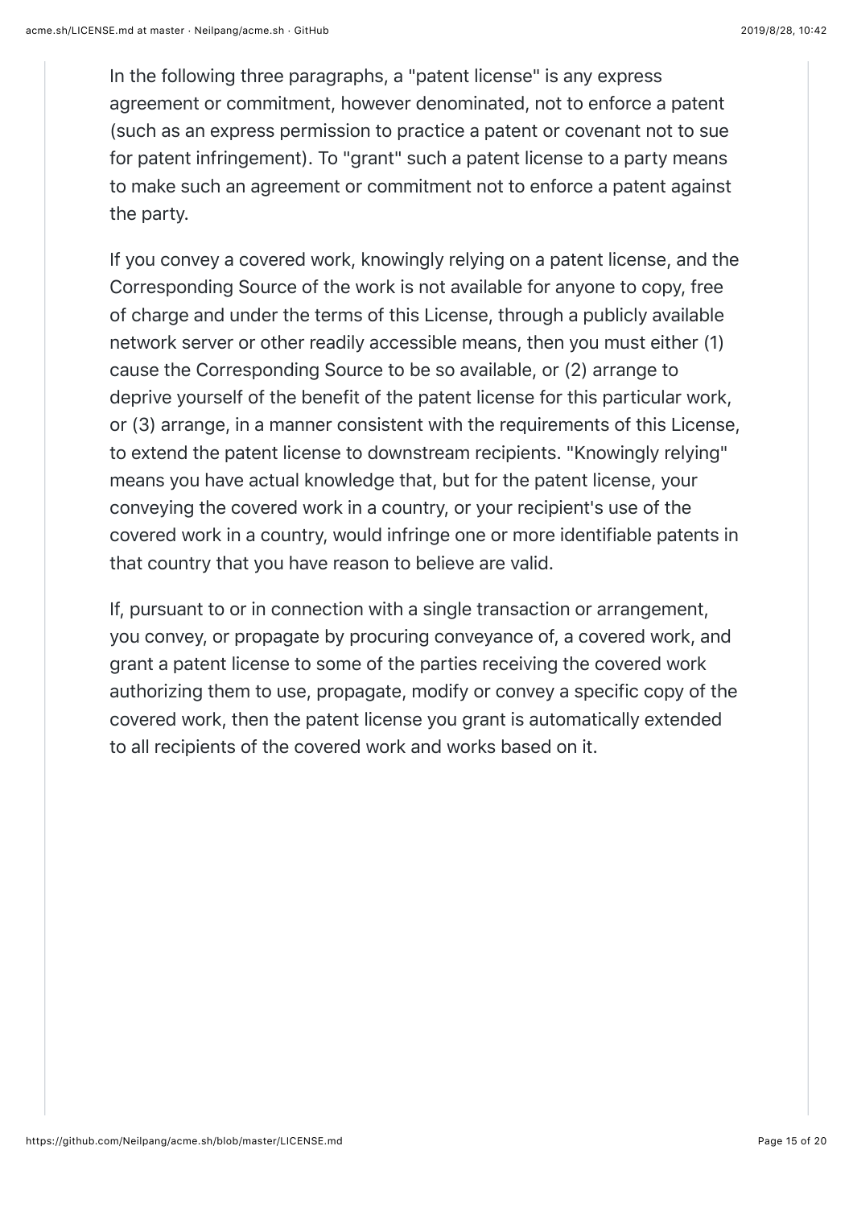In the following three paragraphs, a "patent license" is any express agreement or commitment, however denominated, not to enforce a patent (such as an express permission to practice a patent or covenant not to sue for patent infringement). To "grant" such a patent license to a party means to make such an agreement or commitment not to enforce a patent against the party.

If you convey a covered work, knowingly relying on a patent license, and the Corresponding Source of the work is not available for anyone to copy, free of charge and under the terms of this License, through a publicly available network server or other readily accessible means, then you must either (1) cause the Corresponding Source to be so available, or (2) arrange to deprive yourself of the benefit of the patent license for this particular work, or (3) arrange, in a manner consistent with the requirements of this License, to extend the patent license to downstream recipients. "Knowingly relying" means you have actual knowledge that, but for the patent license, your conveying the covered work in a country, or your recipient's use of the covered work in a country, would infringe one or more identifiable patents in that country that you have reason to believe are valid.

If, pursuant to or in connection with a single transaction or arrangement, you convey, or propagate by procuring conveyance of, a covered work, and grant a patent license to some of the parties receiving the covered work authorizing them to use, propagate, modify or convey a specific copy of the covered work, then the patent license you grant is automatically extended to all recipients of the covered work and works based on it.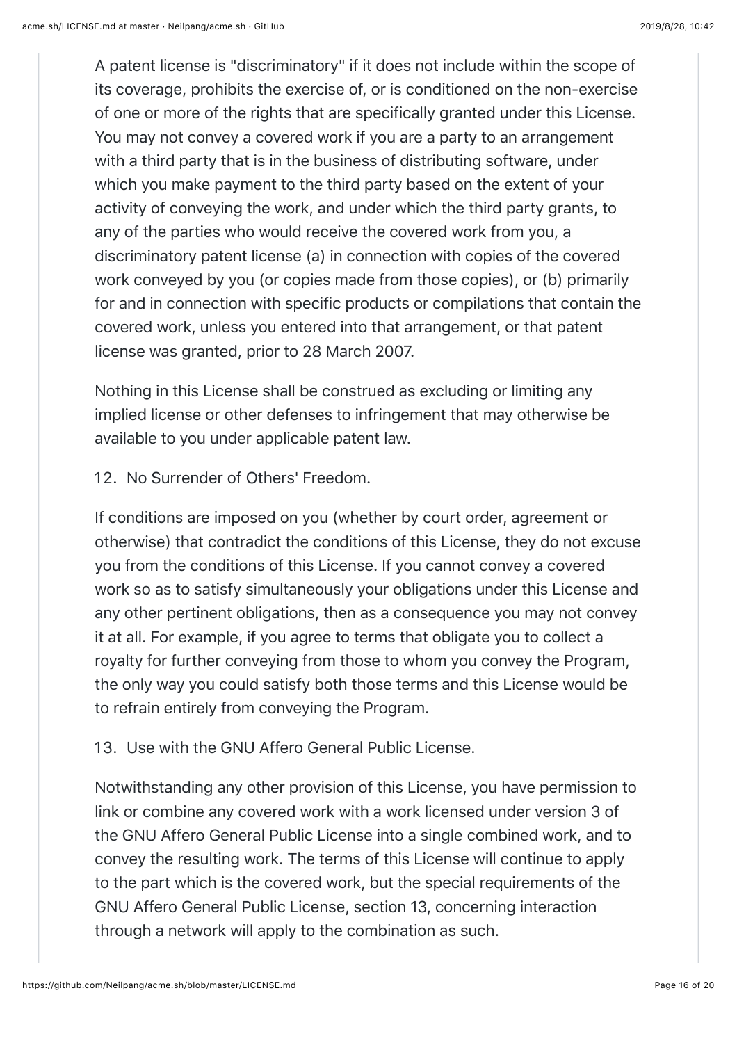A patent license is "discriminatory" if it does not include within the scope of its coverage, prohibits the exercise of, or is conditioned on the non-exercise of one or more of the rights that are specifically granted under this License. You may not convey a covered work if you are a party to an arrangement with a third party that is in the business of distributing software, under which you make payment to the third party based on the extent of your activity of conveying the work, and under which the third party grants, to any of the parties who would receive the covered work from you, a discriminatory patent license (a) in connection with copies of the covered work conveyed by you (or copies made from those copies), or (b) primarily for and in connection with specific products or compilations that contain the covered work, unless you entered into that arrangement, or that patent license was granted, prior to 28 March 2007.

Nothing in this License shall be construed as excluding or limiting any implied license or other defenses to infringement that may otherwise be available to you under applicable patent law.

12. No Surrender of Others' Freedom.

If conditions are imposed on you (whether by court order, agreement or otherwise) that contradict the conditions of this License, they do not excuse you from the conditions of this License. If you cannot convey a covered work so as to satisfy simultaneously your obligations under this License and any other pertinent obligations, then as a consequence you may not convey it at all. For example, if you agree to terms that obligate you to collect a royalty for further conveying from those to whom you convey the Program, the only way you could satisfy both those terms and this License would be to refrain entirely from conveying the Program.

13. Use with the GNU Affero General Public License.

Notwithstanding any other provision of this License, you have permission to link or combine any covered work with a work licensed under version 3 of the GNU Affero General Public License into a single combined work, and to convey the resulting work. The terms of this License will continue to apply to the part which is the covered work, but the special requirements of the GNU Affero General Public License, section 13, concerning interaction through a network will apply to the combination as such.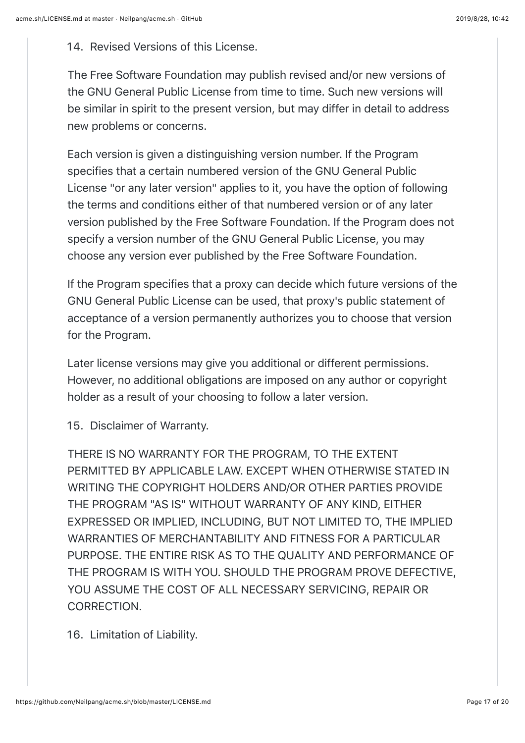14. Revised Versions of this License.

The Free Software Foundation may publish revised and/or new versions of the GNU General Public License from time to time. Such new versions will be similar in spirit to the present version, but may differ in detail to address new problems or concerns.

Each version is given a distinguishing version number. If the Program specifies that a certain numbered version of the GNU General Public License "or any later version" applies to it, you have the option of following the terms and conditions either of that numbered version or of any later version published by the Free Software Foundation. If the Program does not specify a version number of the GNU General Public License, you may choose any version ever published by the Free Software Foundation.

If the Program specifies that a proxy can decide which future versions of the GNU General Public License can be used, that proxy's public statement of acceptance of a version permanently authorizes you to choose that version for the Program.

Later license versions may give you additional or different permissions. However, no additional obligations are imposed on any author or copyright holder as a result of your choosing to follow a later version.

15. Disclaimer of Warranty.

THERE IS NO WARRANTY FOR THE PROGRAM, TO THE EXTENT PERMITTED BY APPLICABLE LAW. EXCEPT WHEN OTHERWISE STATED IN WRITING THE COPYRIGHT HOLDERS AND/OR OTHER PARTIES PROVIDE THE PROGRAM "AS IS" WITHOUT WARRANTY OF ANY KIND, EITHER EXPRESSED OR IMPLIED, INCLUDING, BUT NOT LIMITED TO, THE IMPLIED WARRANTIES OF MERCHANTABILITY AND FITNESS FOR A PARTICULAR PURPOSE. THE ENTIRE RISK AS TO THE QUALITY AND PERFORMANCE OF THE PROGRAM IS WITH YOU. SHOULD THE PROGRAM PROVE DEFECTIVE, YOU ASSUME THE COST OF ALL NECESSARY SERVICING, REPAIR OR CORRECTION.

16. Limitation of Liability.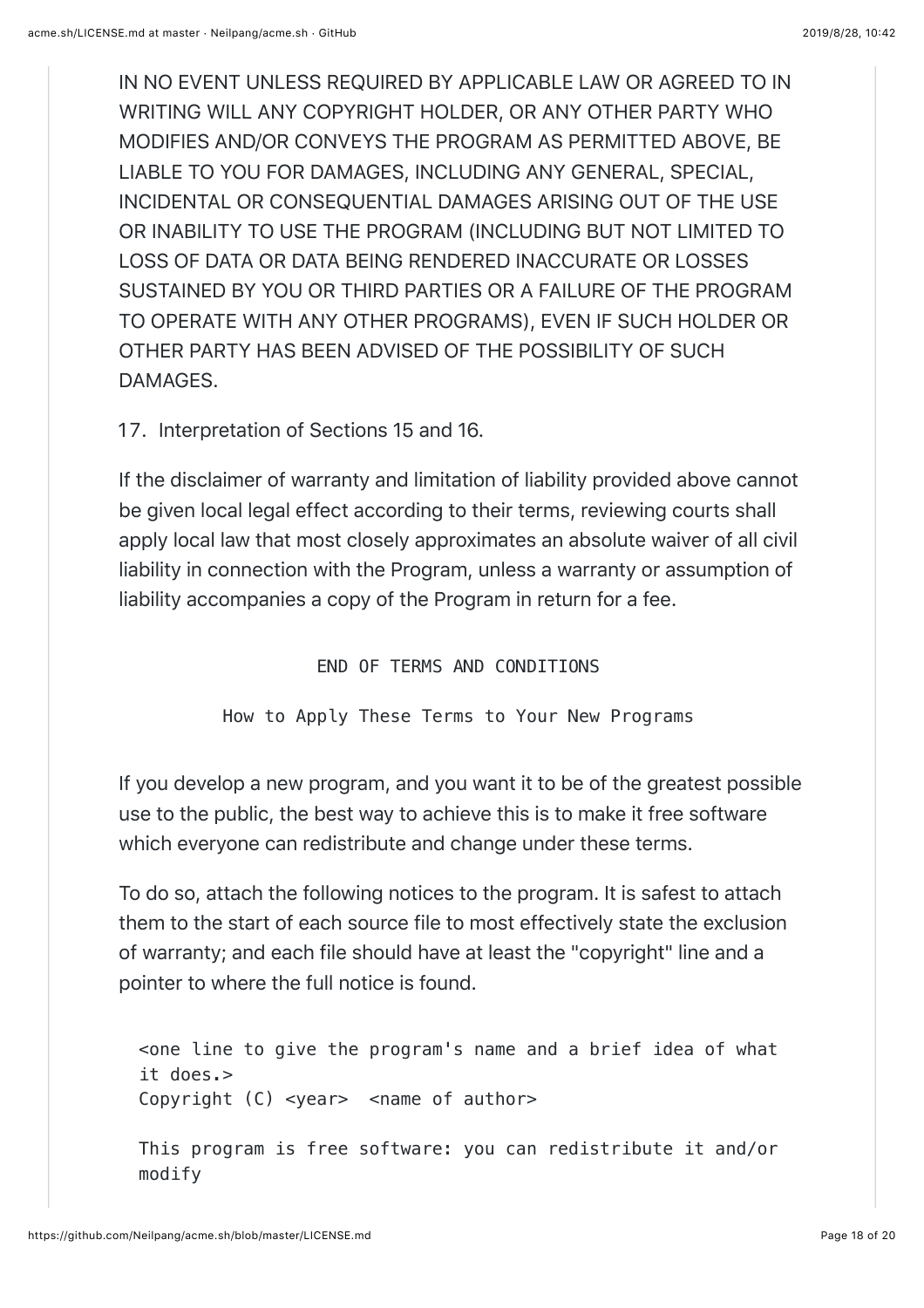IN NO EVENT UNLESS REQUIRED BY APPLICABLE LAW OR AGREED TO IN WRITING WILL ANY COPYRIGHT HOLDER, OR ANY OTHER PARTY WHO MODIFIES AND/OR CONVEYS THE PROGRAM AS PERMITTED ABOVE, BE LIABLE TO YOU FOR DAMAGES, INCLUDING ANY GENERAL, SPECIAL, INCIDENTAL OR CONSEQUENTIAL DAMAGES ARISING OUT OF THE USE OR INABILITY TO USE THE PROGRAM (INCLUDING BUT NOT LIMITED TO LOSS OF DATA OR DATA BEING RENDERED INACCURATE OR LOSSES SUSTAINED BY YOU OR THIRD PARTIES OR A FAILURE OF THE PROGRAM TO OPERATE WITH ANY OTHER PROGRAMS), EVEN IF SUCH HOLDER OR OTHER PARTY HAS BEEN ADVISED OF THE POSSIBILITY OF SUCH DAMAGES.

17. Interpretation of Sections 15 and 16.

If the disclaimer of warranty and limitation of liability provided above cannot be given local legal effect according to their terms, reviewing courts shall apply local law that most closely approximates an absolute waiver of all civil liability in connection with the Program, unless a warranty or assumption of liability accompanies a copy of the Program in return for a fee.

```
                     END OF TERMS AND CONDITIONS

            How to Apply These Terms to Your New Programs
```

If you develop a new program, and you want it to be of the greatest possible use to the public, the best way to achieve this is to make it free software which everyone can redistribute and change under these terms.

To do so, attach the following notices to the program. It is safest to attach them to the start of each source file to most effectively state the exclusion of warranty; and each file should have at least the "copyright" line and a pointer to where the full notice is found.

```
<one line to give the program's name and a brief idea of what it does.>
Copyright (C) <year>  <name of author>

This program is free software: you can redistribute it and/or modify
```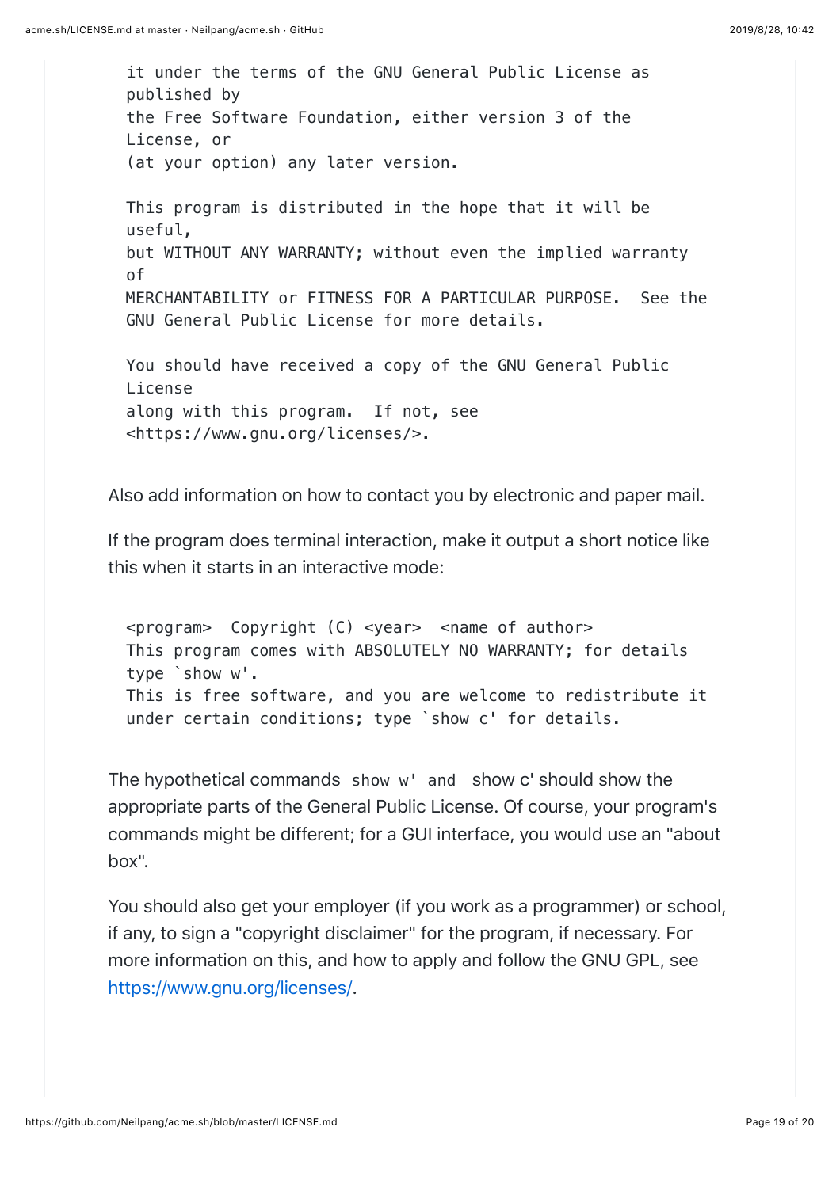```
it under the terms of the GNU General Public License as
published by
the Free Software Foundation, either version 3 of the
License, or
(at your option) any later version.

This program is distributed in the hope that it will be
useful,
but WITHOUT ANY WARRANTY; without even the implied warranty
of
MERCHANTABILITY or FITNESS FOR A PARTICULAR PURPOSE.  See the
GNU General Public License for more details.

You should have received a copy of the GNU General Public
License
along with this program.  If not, see
<https://www.gnu.org/licenses/>.
```

Also add information on how to contact you by electronic and paper mail.

If the program does terminal interaction, make it output a short notice like this when it starts in an interactive mode:

```
<program>  Copyright (C) <year>  <name of author>
This program comes with ABSOLUTELY NO WARRANTY; for details
type `show w'.
This is free software, and you are welcome to redistribute it
under certain conditions; type `show c' for details.
```

The hypothetical commands `show w' and` show c' should show the appropriate parts of the General Public License. Of course, your program's commands might be different; for a GUI interface, you would use an "about box".

You should also get your employer (if you work as a programmer) or school, if any, to sign a "copyright disclaimer" for the program, if necessary. For more information on this, and how to apply and follow the GNU GPL, see https://www.gnu.org/licenses/.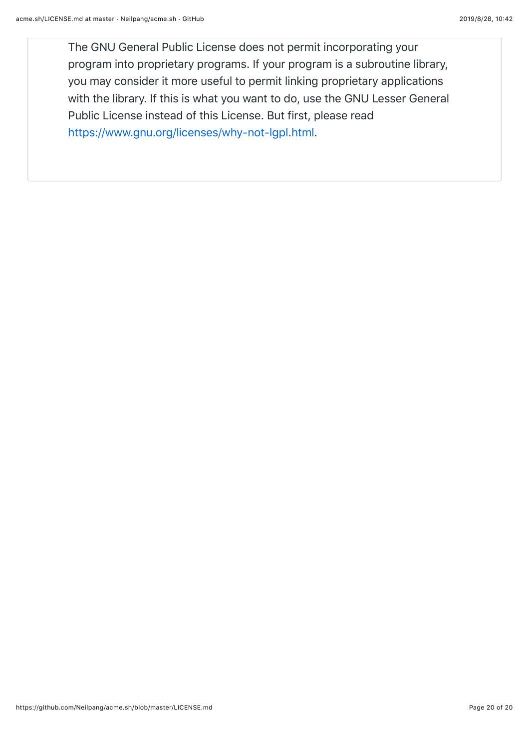The GNU General Public License does not permit incorporating your program into proprietary programs. If your program is a subroutine library, you may consider it more useful to permit linking proprietary applications with the library. If this is what you want to do, use the GNU Lesser General Public License instead of this License. But first, please read https://www.gnu.org/licenses/why-not-lgpl.html.